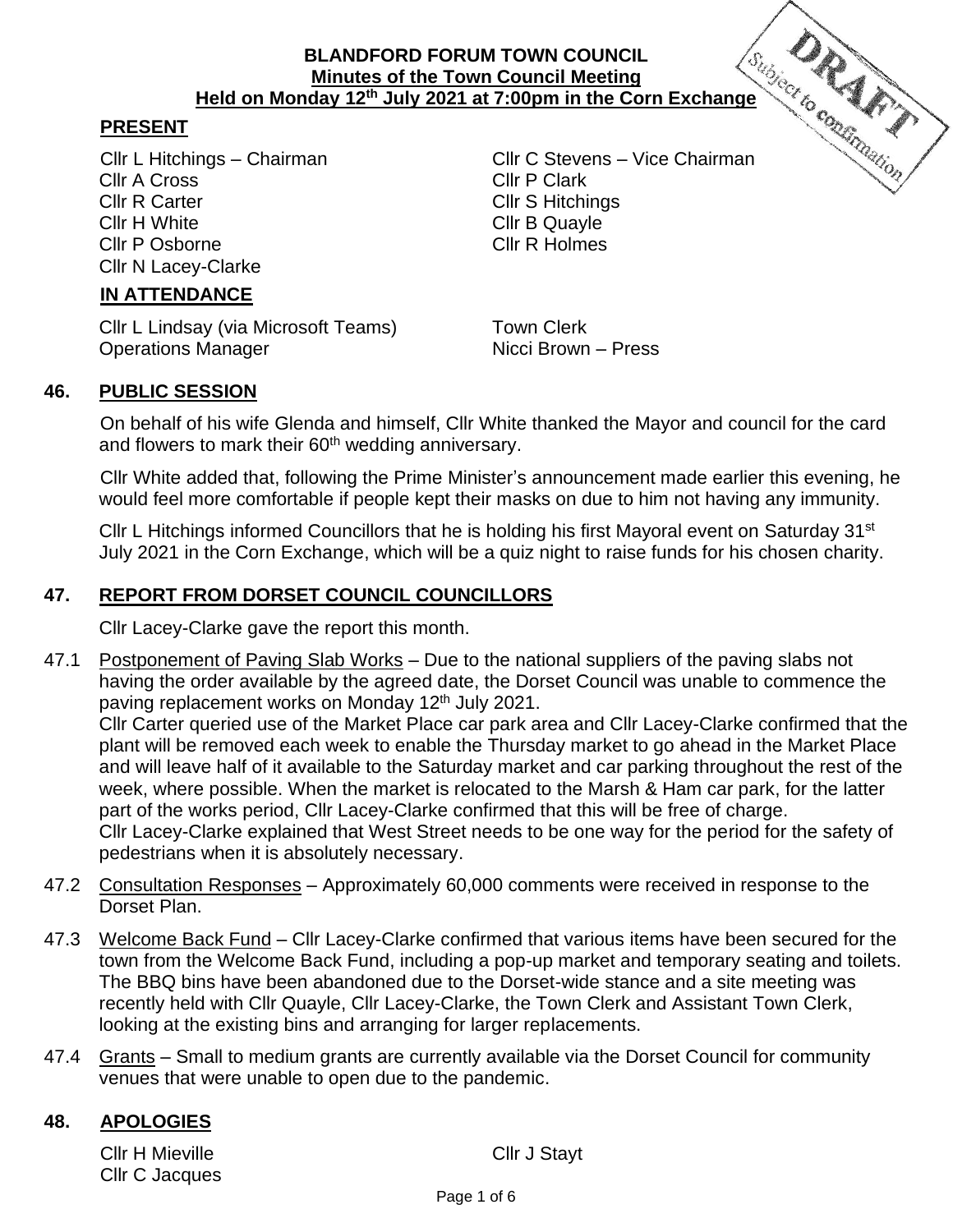**BLANDFORD FORUM TOWN COUNCIL**
**Minutes of the Town Council Meeting**
**Held on Monday 12th July 2021 at 7:00pm in the Corn Exchange**

DRAFT Subject to confirmation

## PRESENT

Cllr L Hitchings – Chairman
Cllr C Stevens – Vice Chairman
Cllr A Cross
Cllr P Clark
Cllr R Carter
Cllr S Hitchings
Cllr H White
Cllr B Quayle
Cllr P Osborne
Cllr R Holmes
Cllr N Lacey-Clarke

## IN ATTENDANCE

Cllr L Lindsay (via Microsoft Teams)
Town Clerk
Operations Manager
Nicci Brown – Press

## 46. PUBLIC SESSION

On behalf of his wife Glenda and himself, Cllr White thanked the Mayor and council for the card and flowers to mark their 60th wedding anniversary.

Cllr White added that, following the Prime Minister's announcement made earlier this evening, he would feel more comfortable if people kept their masks on due to him not having any immunity.

Cllr L Hitchings informed Councillors that he is holding his first Mayoral event on Saturday 31st July 2021 in the Corn Exchange, which will be a quiz night to raise funds for his chosen charity.

## 47. REPORT FROM DORSET COUNCIL COUNCILLORS

Cllr Lacey-Clarke gave the report this month.

47.1 Postponement of Paving Slab Works – Due to the national suppliers of the paving slabs not having the order available by the agreed date, the Dorset Council was unable to commence the paving replacement works on Monday 12th July 2021.
Cllr Carter queried use of the Market Place car park area and Cllr Lacey-Clarke confirmed that the plant will be removed each week to enable the Thursday market to go ahead in the Market Place and will leave half of it available to the Saturday market and car parking throughout the rest of the week, where possible. When the market is relocated to the Marsh & Ham car park, for the latter part of the works period, Cllr Lacey-Clarke confirmed that this will be free of charge.
Cllr Lacey-Clarke explained that West Street needs to be one way for the period for the safety of pedestrians when it is absolutely necessary.

47.2 Consultation Responses – Approximately 60,000 comments were received in response to the Dorset Plan.

47.3 Welcome Back Fund – Cllr Lacey-Clarke confirmed that various items have been secured for the town from the Welcome Back Fund, including a pop-up market and temporary seating and toilets. The BBQ bins have been abandoned due to the Dorset-wide stance and a site meeting was recently held with Cllr Quayle, Cllr Lacey-Clarke, the Town Clerk and Assistant Town Clerk, looking at the existing bins and arranging for larger replacements.

47.4 Grants – Small to medium grants are currently available via the Dorset Council for community venues that were unable to open due to the pandemic.

## 48. APOLOGIES

Cllr H Mieville
Cllr J Stayt
Cllr C Jacques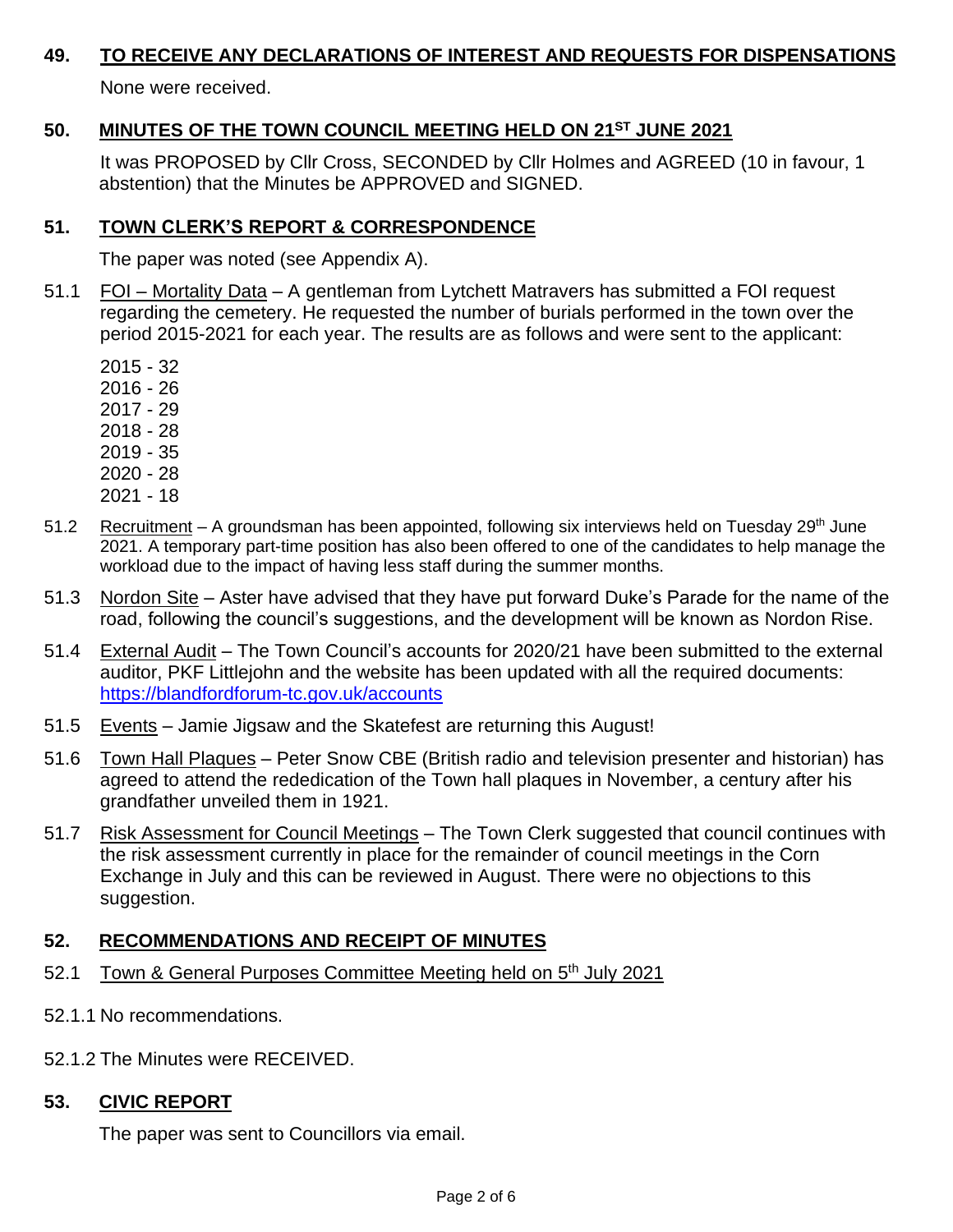## 49. TO RECEIVE ANY DECLARATIONS OF INTEREST AND REQUESTS FOR DISPENSATIONS

None were received.

## 50. MINUTES OF THE TOWN COUNCIL MEETING HELD ON 21ST JUNE 2021

It was PROPOSED by Cllr Cross, SECONDED by Cllr Holmes and AGREED (10 in favour, 1 abstention) that the Minutes be APPROVED and SIGNED.

## 51. TOWN CLERK'S REPORT & CORRESPONDENCE

The paper was noted (see Appendix A).

51.1 FOI – Mortality Data – A gentleman from Lytchett Matravers has submitted a FOI request regarding the cemetery. He requested the number of burials performed in the town over the period 2015-2021 for each year. The results are as follows and were sent to the applicant:

2015 - 32
2016 - 26
2017 - 29
2018 - 28
2019 - 35
2020 - 28
2021 - 18

51.2 Recruitment – A groundsman has been appointed, following six interviews held on Tuesday 29th June 2021. A temporary part-time position has also been offered to one of the candidates to help manage the workload due to the impact of having less staff during the summer months.

51.3 Nordon Site – Aster have advised that they have put forward Duke's Parade for the name of the road, following the council's suggestions, and the development will be known as Nordon Rise.

51.4 External Audit – The Town Council's accounts for 2020/21 have been submitted to the external auditor, PKF Littlejohn and the website has been updated with all the required documents: https://blandfordforum-tc.gov.uk/accounts

51.5 Events – Jamie Jigsaw and the Skatefest are returning this August!

51.6 Town Hall Plaques – Peter Snow CBE (British radio and television presenter and historian) has agreed to attend the rededication of the Town hall plaques in November, a century after his grandfather unveiled them in 1921.

51.7 Risk Assessment for Council Meetings – The Town Clerk suggested that council continues with the risk assessment currently in place for the remainder of council meetings in the Corn Exchange in July and this can be reviewed in August. There were no objections to this suggestion.

## 52. RECOMMENDATIONS AND RECEIPT OF MINUTES

52.1 Town & General Purposes Committee Meeting held on 5th July 2021

52.1.1 No recommendations.

52.1.2 The Minutes were RECEIVED.

## 53. CIVIC REPORT

The paper was sent to Councillors via email.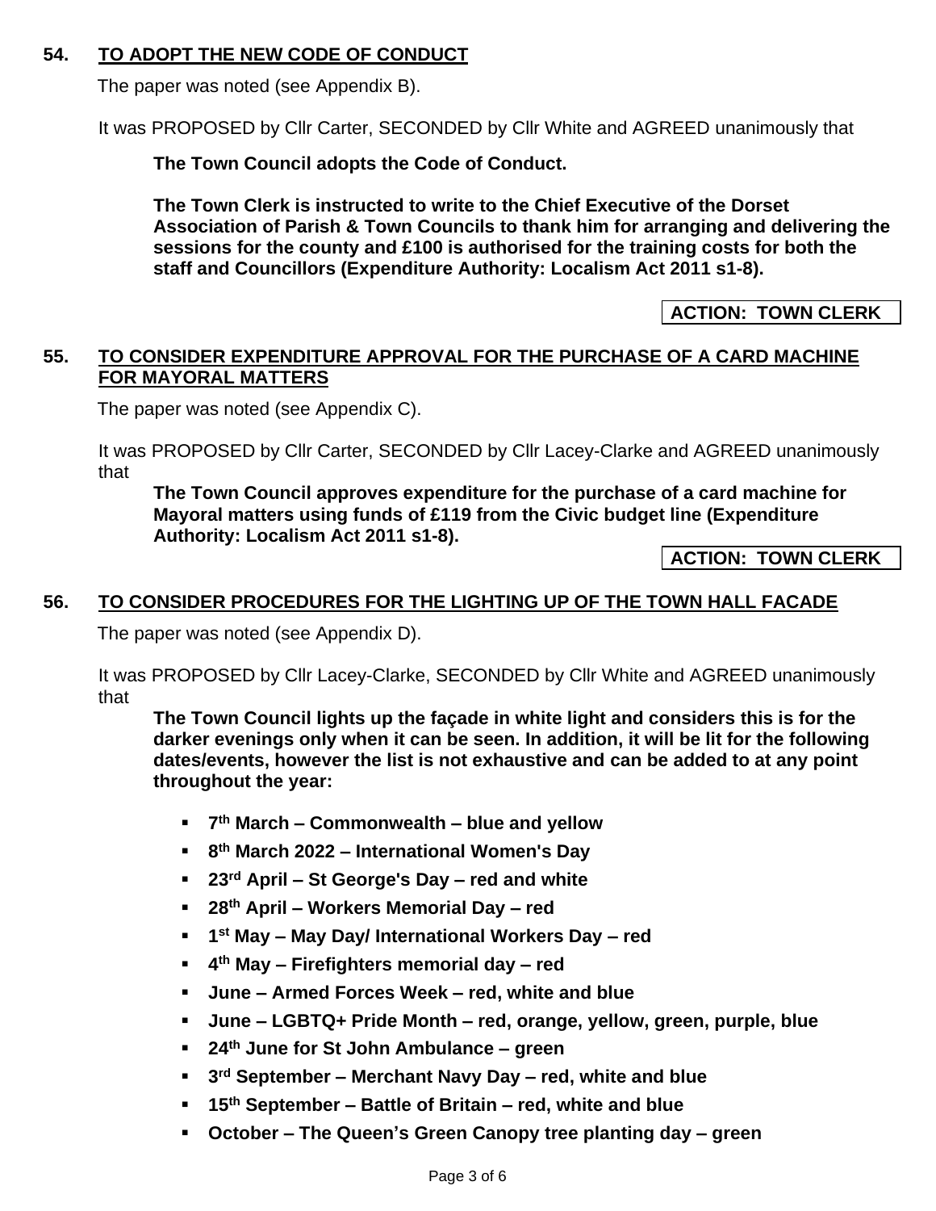## 54. TO ADOPT THE NEW CODE OF CONDUCT

The paper was noted (see Appendix B).

It was PROPOSED by Cllr Carter, SECONDED by Cllr White and AGREED unanimously that

**The Town Council adopts the Code of Conduct.**

**The Town Clerk is instructed to write to the Chief Executive of the Dorset Association of Parish & Town Councils to thank him for arranging and delivering the sessions for the county and £100 is authorised for the training costs for both the staff and Councillors (Expenditure Authority: Localism Act 2011 s1-8).**

**ACTION: TOWN CLERK**

## 55. TO CONSIDER EXPENDITURE APPROVAL FOR THE PURCHASE OF A CARD MACHINE FOR MAYORAL MATTERS

The paper was noted (see Appendix C).

It was PROPOSED by Cllr Carter, SECONDED by Cllr Lacey-Clarke and AGREED unanimously that

**The Town Council approves expenditure for the purchase of a card machine for Mayoral matters using funds of £119 from the Civic budget line (Expenditure Authority: Localism Act 2011 s1-8).**

**ACTION: TOWN CLERK**

## 56. TO CONSIDER PROCEDURES FOR THE LIGHTING UP OF THE TOWN HALL FACADE

The paper was noted (see Appendix D).

It was PROPOSED by Cllr Lacey-Clarke, SECONDED by Cllr White and AGREED unanimously that

**The Town Council lights up the façade in white light and considers this is for the darker evenings only when it can be seen. In addition, it will be lit for the following dates/events, however the list is not exhaustive and can be added to at any point throughout the year:**

- **7th March – Commonwealth – blue and yellow**
- **8th March 2022 – International Women's Day**
- **23rd April – St George's Day – red and white**
- **28th April – Workers Memorial Day – red**
- **1st May – May Day/ International Workers Day – red**
- **4th May – Firefighters memorial day – red**
- **June – Armed Forces Week – red, white and blue**
- **June – LGBTQ+ Pride Month – red, orange, yellow, green, purple, blue**
- **24th June for St John Ambulance – green**
- **3rd September – Merchant Navy Day – red, white and blue**
- **15th September – Battle of Britain – red, white and blue**
- **October – The Queen's Green Canopy tree planting day – green**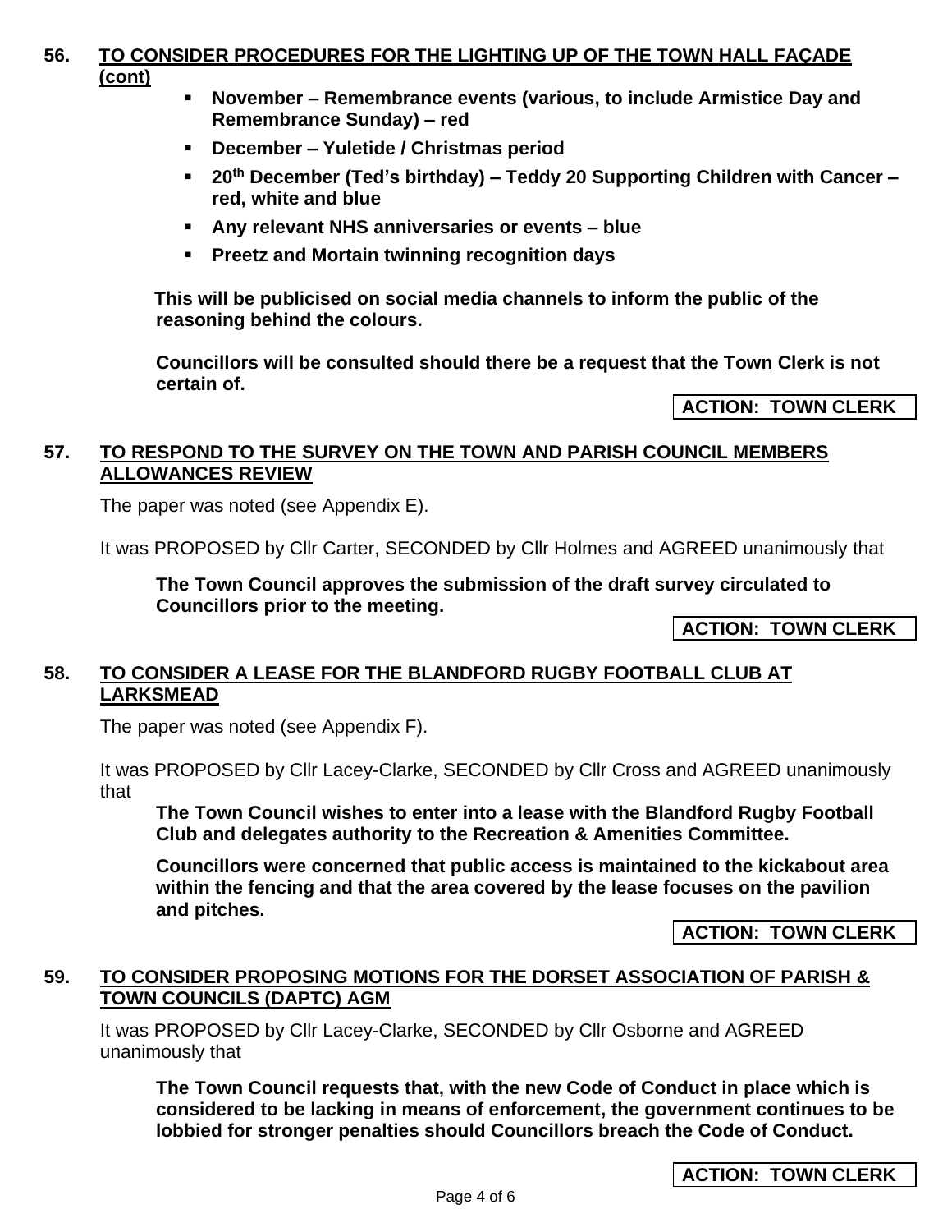## 56. TO CONSIDER PROCEDURES FOR THE LIGHTING UP OF THE TOWN HALL FAÇADE (cont)

- **November – Remembrance events (various, to include Armistice Day and Remembrance Sunday) – red**
- **December – Yuletide / Christmas period**
- **20th December (Ted's birthday) – Teddy 20 Supporting Children with Cancer – red, white and blue**
- **Any relevant NHS anniversaries or events – blue**
- **Preetz and Mortain twinning recognition days**

**This will be publicised on social media channels to inform the public of the reasoning behind the colours.**

**Councillors will be consulted should there be a request that the Town Clerk is not certain of.**

**ACTION: TOWN CLERK**

## 57. TO RESPOND TO THE SURVEY ON THE TOWN AND PARISH COUNCIL MEMBERS ALLOWANCES REVIEW

The paper was noted (see Appendix E).

It was PROPOSED by Cllr Carter, SECONDED by Cllr Holmes and AGREED unanimously that

**The Town Council approves the submission of the draft survey circulated to Councillors prior to the meeting.**

**ACTION: TOWN CLERK**

## 58. TO CONSIDER A LEASE FOR THE BLANDFORD RUGBY FOOTBALL CLUB AT LARKSMEAD

The paper was noted (see Appendix F).

It was PROPOSED by Cllr Lacey-Clarke, SECONDED by Cllr Cross and AGREED unanimously that

**The Town Council wishes to enter into a lease with the Blandford Rugby Football Club and delegates authority to the Recreation & Amenities Committee.**

**Councillors were concerned that public access is maintained to the kickabout area within the fencing and that the area covered by the lease focuses on the pavilion and pitches.**

**ACTION: TOWN CLERK**

## 59. TO CONSIDER PROPOSING MOTIONS FOR THE DORSET ASSOCIATION OF PARISH & TOWN COUNCILS (DAPTC) AGM

It was PROPOSED by Cllr Lacey-Clarke, SECONDED by Cllr Osborne and AGREED unanimously that

**The Town Council requests that, with the new Code of Conduct in place which is considered to be lacking in means of enforcement, the government continues to be lobbied for stronger penalties should Councillors breach the Code of Conduct.**

**ACTION: TOWN CLERK**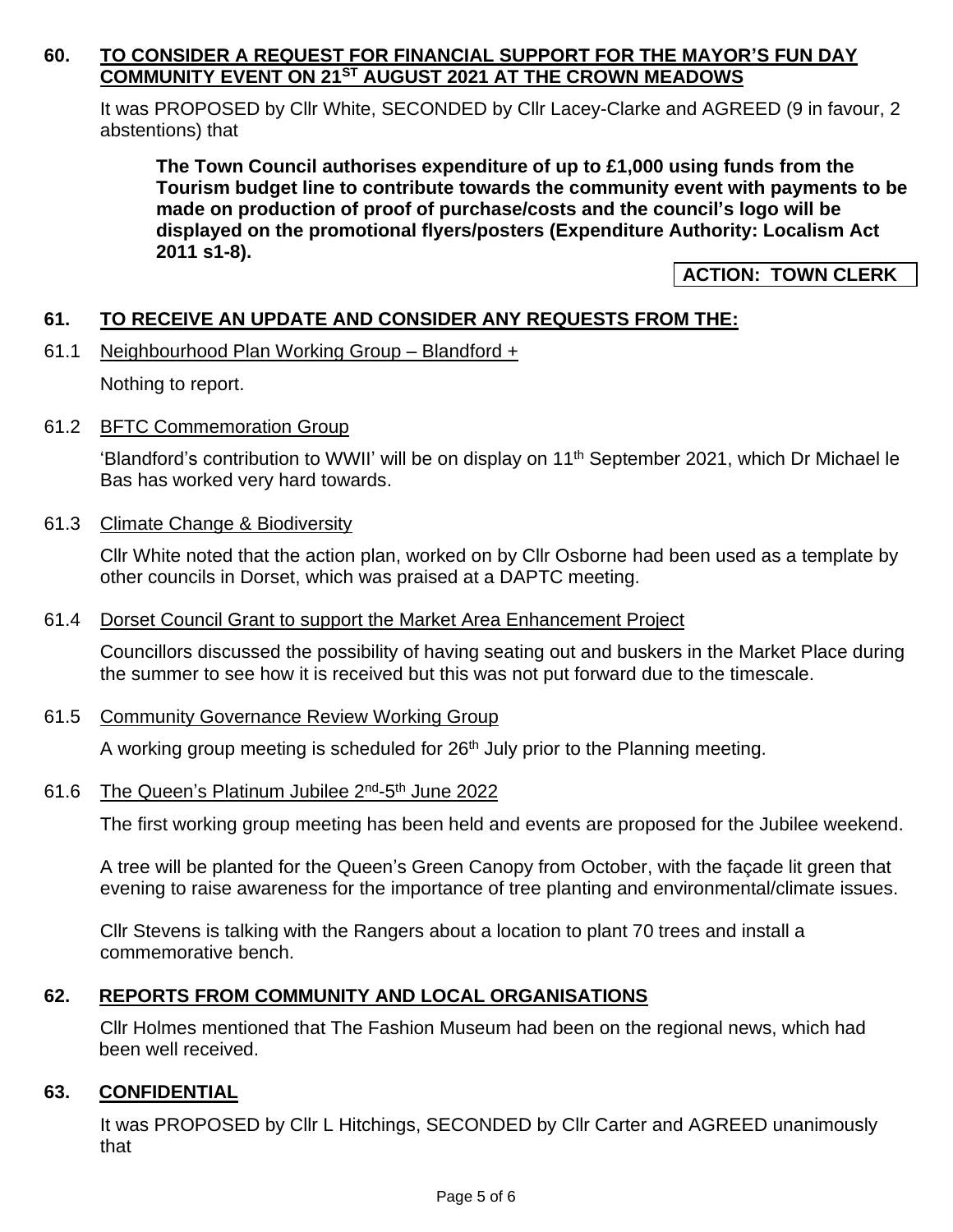## 60. TO CONSIDER A REQUEST FOR FINANCIAL SUPPORT FOR THE MAYOR'S FUN DAY COMMUNITY EVENT ON 21ST AUGUST 2021 AT THE CROWN MEADOWS

It was PROPOSED by Cllr White, SECONDED by Cllr Lacey-Clarke and AGREED (9 in favour, 2 abstentions) that

> **The Town Council authorises expenditure of up to £1,000 using funds from the Tourism budget line to contribute towards the community event with payments to be made on production of proof of purchase/costs and the council's logo will be displayed on the promotional flyers/posters (Expenditure Authority: Localism Act 2011 s1-8).**

**ACTION: TOWN CLERK**

## 61. TO RECEIVE AN UPDATE AND CONSIDER ANY REQUESTS FROM THE:

### 61.1 Neighbourhood Plan Working Group – Blandford +

Nothing to report.

### 61.2 BFTC Commemoration Group

'Blandford's contribution to WWII' will be on display on 11th September 2021, which Dr Michael le Bas has worked very hard towards.

### 61.3 Climate Change & Biodiversity

Cllr White noted that the action plan, worked on by Cllr Osborne had been used as a template by other councils in Dorset, which was praised at a DAPTC meeting.

### 61.4 Dorset Council Grant to support the Market Area Enhancement Project

Councillors discussed the possibility of having seating out and buskers in the Market Place during the summer to see how it is received but this was not put forward due to the timescale.

### 61.5 Community Governance Review Working Group

A working group meeting is scheduled for 26th July prior to the Planning meeting.

### 61.6 The Queen's Platinum Jubilee 2nd-5th June 2022

The first working group meeting has been held and events are proposed for the Jubilee weekend.

A tree will be planted for the Queen's Green Canopy from October, with the façade lit green that evening to raise awareness for the importance of tree planting and environmental/climate issues.

Cllr Stevens is talking with the Rangers about a location to plant 70 trees and install a commemorative bench.

## 62. REPORTS FROM COMMUNITY AND LOCAL ORGANISATIONS

Cllr Holmes mentioned that The Fashion Museum had been on the regional news, which had been well received.

## 63. CONFIDENTIAL

It was PROPOSED by Cllr L Hitchings, SECONDED by Cllr Carter and AGREED unanimously that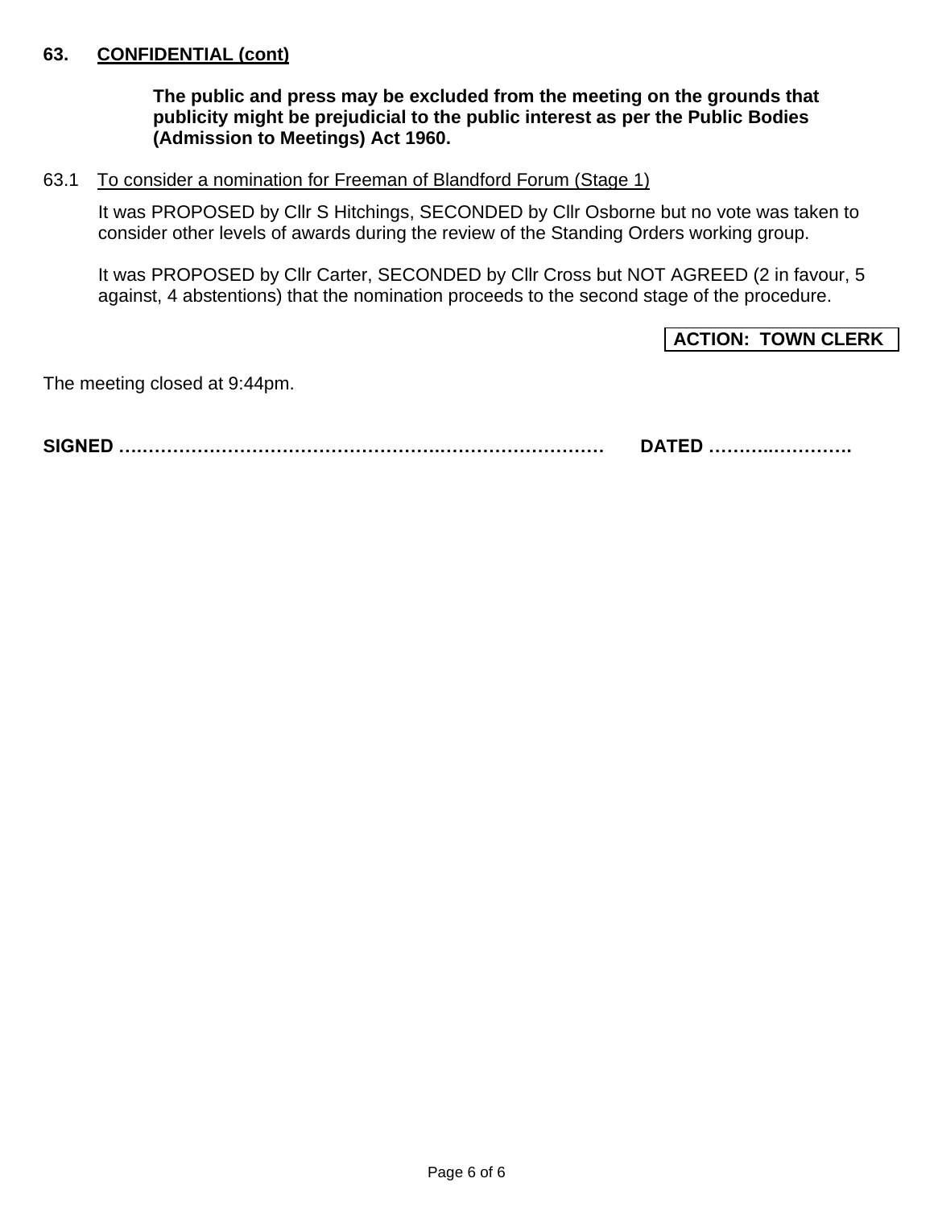## 63. <u>CONFIDENTIAL (cont)</u>

**The public and press may be excluded from the meeting on the grounds that publicity might be prejudicial to the public interest as per the Public Bodies (Admission to Meetings) Act 1960.**

63.1 <u>To consider a nomination for Freeman of Blandford Forum (Stage 1)</u>

It was PROPOSED by Cllr S Hitchings, SECONDED by Cllr Osborne but no vote was taken to consider other levels of awards during the review of the Standing Orders working group.

It was PROPOSED by Cllr Carter, SECONDED by Cllr Cross but NOT AGREED (2 in favour, 5 against, 4 abstentions) that the nomination proceeds to the second stage of the procedure.

**ACTION: TOWN CLERK**

The meeting closed at 9:44pm.

**SIGNED ……………………………………………………………………… DATED ………..………….**